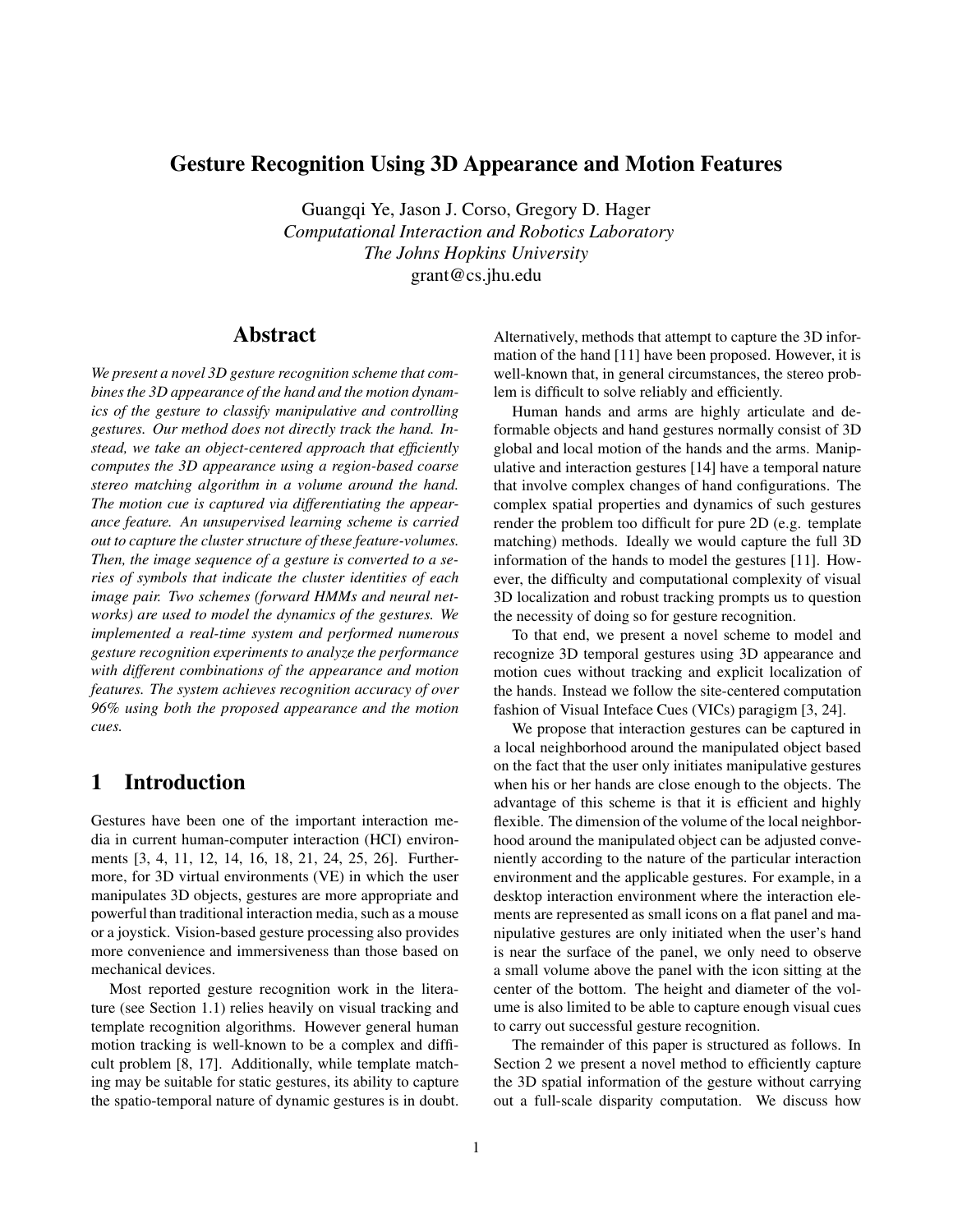# Gesture Recognition Using 3D Appearance and Motion Features

Guangqi Ye, Jason J. Corso, Gregory D. Hager
*Computational Interaction and Robotics Laboratory*
*The Johns Hopkins University*
grant@cs.jhu.edu

## Abstract

*We present a novel 3D gesture recognition scheme that combines the 3D appearance of the hand and the motion dynamics of the gesture to classify manipulative and controlling gestures. Our method does not directly track the hand. Instead, we take an object-centered approach that efficiently computes the 3D appearance using a region-based coarse stereo matching algorithm in a volume around the hand. The motion cue is captured via differentiating the appearance feature. An unsupervised learning scheme is carried out to capture the cluster structure of these feature-volumes. Then, the image sequence of a gesture is converted to a series of symbols that indicate the cluster identities of each image pair. Two schemes (forward HMMs and neural networks) are used to model the dynamics of the gestures. We implemented a real-time system and performed numerous gesture recognition experiments to analyze the performance with different combinations of the appearance and motion features. The system achieves recognition accuracy of over 96% using both the proposed appearance and the motion cues.*

## 1 Introduction

Gestures have been one of the important interaction media in current human-computer interaction (HCI) environments [3, 4, 11, 12, 14, 16, 18, 21, 24, 25, 26]. Furthermore, for 3D virtual environments (VE) in which the user manipulates 3D objects, gestures are more appropriate and powerful than traditional interaction media, such as a mouse or a joystick. Vision-based gesture processing also provides more convenience and immersiveness than those based on mechanical devices.

Most reported gesture recognition work in the literature (see Section 1.1) relies heavily on visual tracking and template recognition algorithms. However general human motion tracking is well-known to be a complex and difficult problem [8, 17]. Additionally, while template matching may be suitable for static gestures, its ability to capture the spatio-temporal nature of dynamic gestures is in doubt. Alternatively, methods that attempt to capture the 3D information of the hand [11] have been proposed. However, it is well-known that, in general circumstances, the stereo problem is difficult to solve reliably and efficiently.

Human hands and arms are highly articulate and deformable objects and hand gestures normally consist of 3D global and local motion of the hands and the arms. Manipulative and interaction gestures [14] have a temporal nature that involve complex changes of hand configurations. The complex spatial properties and dynamics of such gestures render the problem too difficult for pure 2D (e.g. template matching) methods. Ideally we would capture the full 3D information of the hands to model the gestures [11]. However, the difficulty and computational complexity of visual 3D localization and robust tracking prompts us to question the necessity of doing so for gesture recognition.

To that end, we present a novel scheme to model and recognize 3D temporal gestures using 3D appearance and motion cues without tracking and explicit localization of the hands. Instead we follow the site-centered computation fashion of Visual Inteface Cues (VICs) paragigm [3, 24].

We propose that interaction gestures can be captured in a local neighborhood around the manipulated object based on the fact that the user only initiates manipulative gestures when his or her hands are close enough to the objects. The advantage of this scheme is that it is efficient and highly flexible. The dimension of the volume of the local neighborhood around the manipulated object can be adjusted conveniently according to the nature of the particular interaction environment and the applicable gestures. For example, in a desktop interaction environment where the interaction elements are represented as small icons on a flat panel and manipulative gestures are only initiated when the user's hand is near the surface of the panel, we only need to observe a small volume above the panel with the icon sitting at the center of the bottom. The height and diameter of the volume is also limited to be able to capture enough visual cues to carry out successful gesture recognition.

The remainder of this paper is structured as follows. In Section 2 we present a novel method to efficiently capture the 3D spatial information of the gesture without carrying out a full-scale disparity computation. We discuss how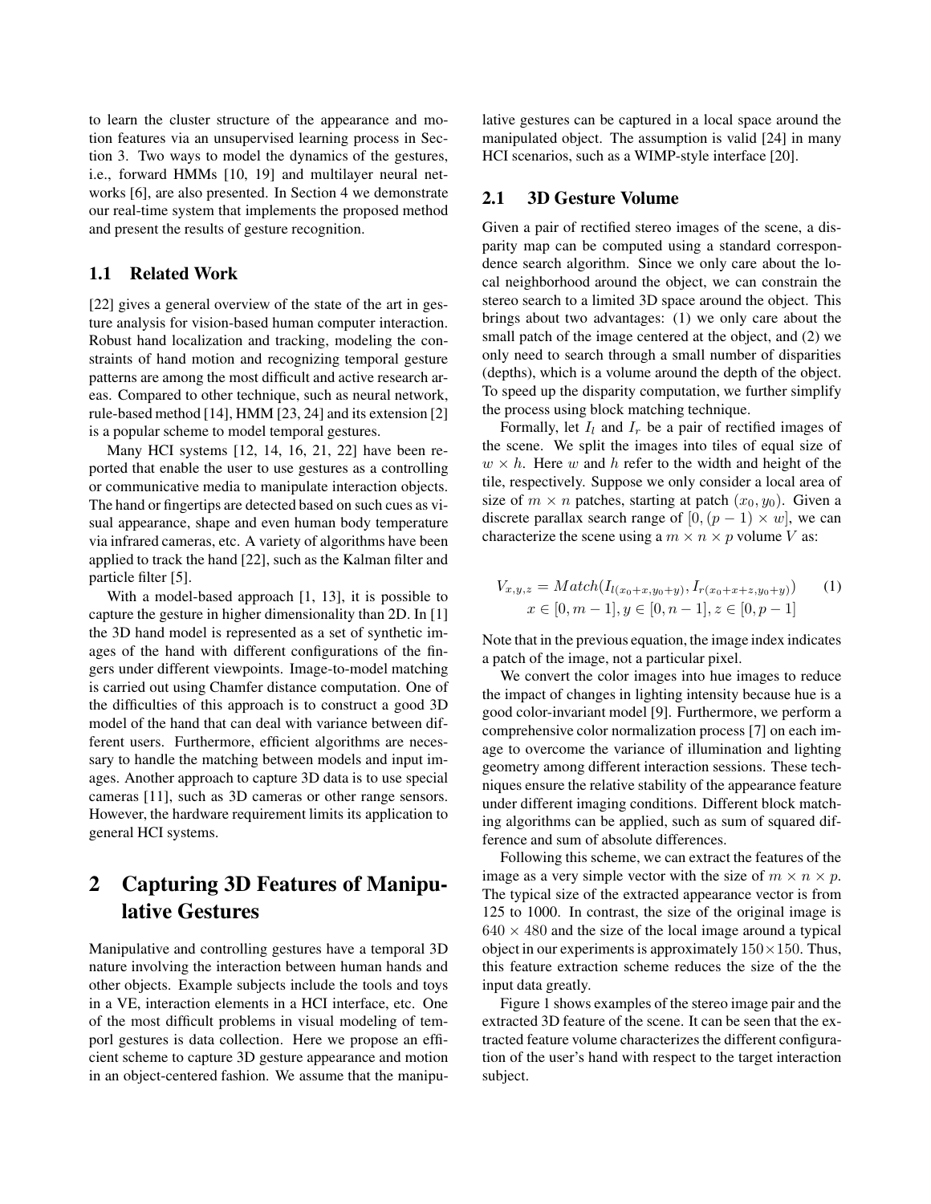to learn the cluster structure of the appearance and motion features via an unsupervised learning process in Section 3. Two ways to model the dynamics of the gestures, i.e., forward HMMs [10, 19] and multilayer neural networks [6], are also presented. In Section 4 we demonstrate our real-time system that implements the proposed method and present the results of gesture recognition.

### 1.1 Related Work

[22] gives a general overview of the state of the art in gesture analysis for vision-based human computer interaction. Robust hand localization and tracking, modeling the constraints of hand motion and recognizing temporal gesture patterns are among the most difficult and active research areas. Compared to other technique, such as neural network, rule-based method [14], HMM [23, 24] and its extension [2] is a popular scheme to model temporal gestures.

Many HCI systems [12, 14, 16, 21, 22] have been reported that enable the user to use gestures as a controlling or communicative media to manipulate interaction objects. The hand or fingertips are detected based on such cues as visual appearance, shape and even human body temperature via infrared cameras, etc. A variety of algorithms have been applied to track the hand [22], such as the Kalman filter and particle filter [5].

With a model-based approach [1, 13], it is possible to capture the gesture in higher dimensionality than 2D. In [1] the 3D hand model is represented as a set of synthetic images of the hand with different configurations of the fingers under different viewpoints. Image-to-model matching is carried out using Chamfer distance computation. One of the difficulties of this approach is to construct a good 3D model of the hand that can deal with variance between different users. Furthermore, efficient algorithms are necessary to handle the matching between models and input images. Another approach to capture 3D data is to use special cameras [11], such as 3D cameras or other range sensors. However, the hardware requirement limits its application to general HCI systems.

## 2 Capturing 3D Features of Manipulative Gestures

Manipulative and controlling gestures have a temporal 3D nature involving the interaction between human hands and other objects. Example subjects include the tools and toys in a VE, interaction elements in a HCI interface, etc. One of the most difficult problems in visual modeling of temporl gestures is data collection. Here we propose an efficient scheme to capture 3D gesture appearance and motion in an object-centered fashion. We assume that the manipulative gestures can be captured in a local space around the manipulated object. The assumption is valid [24] in many HCI scenarios, such as a WIMP-style interface [20].

### 2.1 3D Gesture Volume

Given a pair of rectified stereo images of the scene, a disparity map can be computed using a standard correspondence search algorithm. Since we only care about the local neighborhood around the object, we can constrain the stereo search to a limited 3D space around the object. This brings about two advantages: (1) we only care about the small patch of the image centered at the object, and (2) we only need to search through a small number of disparities (depths), which is a volume around the depth of the object. To speed up the disparity computation, we further simplify the process using block matching technique.

Formally, let $I_l$ and $I_r$ be a pair of rectified images of the scene. We split the images into tiles of equal size of $w \times h$. Here $w$ and $h$ refer to the width and height of the tile, respectively. Suppose we only consider a local area of size of $m \times n$ patches, starting at patch $(x_0, y_0)$. Given a discrete parallax search range of $[0, (p-1) \times w]$, we can characterize the scene using a $m \times n \times p$ volume $V$ as:

$$V_{x,y,z} = Match(I_{l(x_0+x,y_0+y)}, I_{r(x_0+x+z,y_0+y)}) \qquad (1)$$
$$x \in [0, m-1], y \in [0, n-1], z \in [0, p-1]$$

Note that in the previous equation, the image index indicates a patch of the image, not a particular pixel.

We convert the color images into hue images to reduce the impact of changes in lighting intensity because hue is a good color-invariant model [9]. Furthermore, we perform a comprehensive color normalization process [7] on each image to overcome the variance of illumination and lighting geometry among different interaction sessions. These techniques ensure the relative stability of the appearance feature under different imaging conditions. Different block matching algorithms can be applied, such as sum of squared difference and sum of absolute differences.

Following this scheme, we can extract the features of the image as a very simple vector with the size of $m \times n \times p$. The typical size of the extracted appearance vector is from 125 to 1000. In contrast, the size of the original image is $640 \times 480$ and the size of the local image around a typical object in our experiments is approximately $150 \times 150$. Thus, this feature extraction scheme reduces the size of the the input data greatly.

Figure 1 shows examples of the stereo image pair and the extracted 3D feature of the scene. It can be seen that the extracted feature volume characterizes the different configuration of the user's hand with respect to the target interaction subject.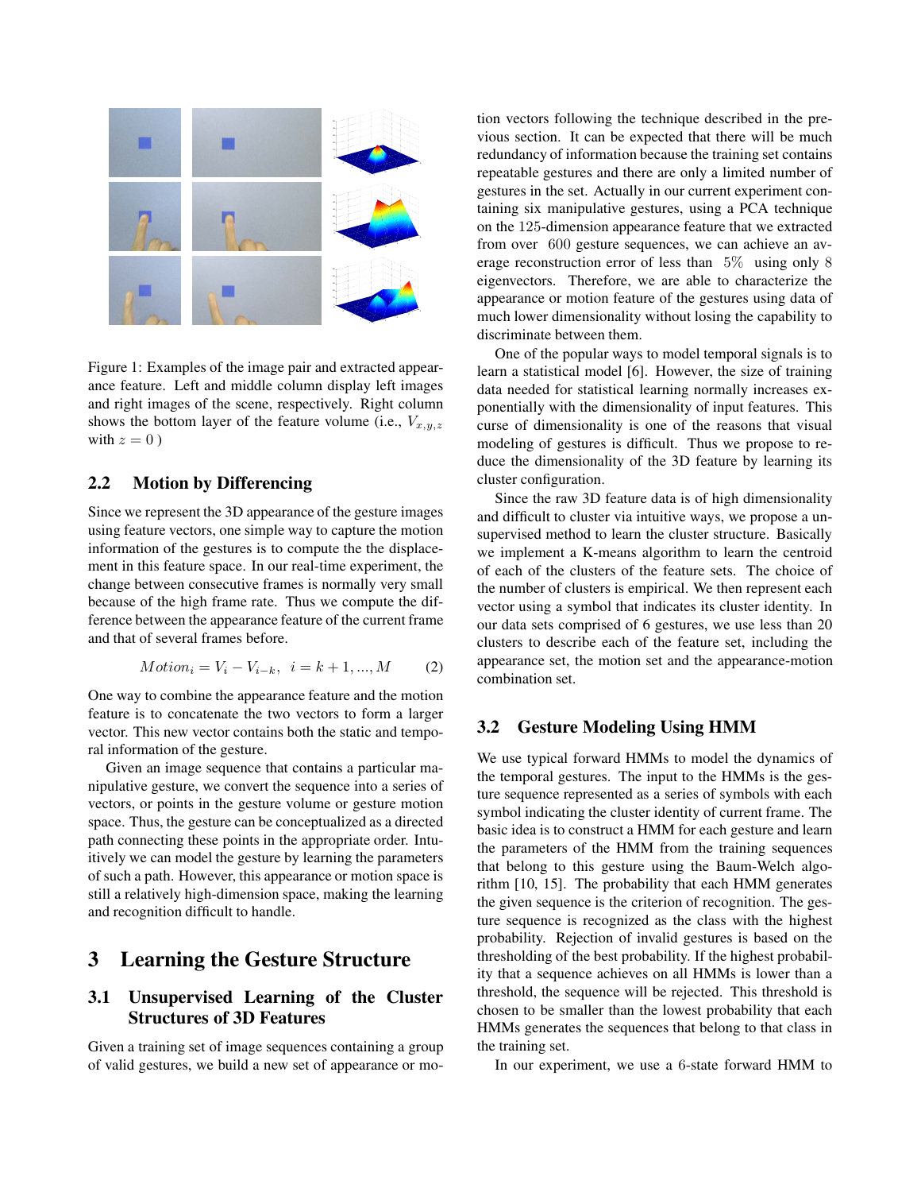Figure 1: Examples of the image pair and extracted appearance feature. Left and middle column display left images and right images of the scene, respectively. Right column shows the bottom layer of the feature volume (i.e., $V_{x,y,z}$ with $z = 0$ )

### 2.2 Motion by Differencing

Since we represent the 3D appearance of the gesture images using feature vectors, one simple way to capture the motion information of the gestures is to compute the the displacement in this feature space. In our real-time experiment, the change between consecutive frames is normally very small because of the high frame rate. Thus we compute the difference between the appearance feature of the current frame and that of several frames before.

$$Motion_i = V_i - V_{i-k}, \ \ i = k+1, ..., M \qquad (2)$$

One way to combine the appearance feature and the motion feature is to concatenate the two vectors to form a larger vector. This new vector contains both the static and temporal information of the gesture.

Given an image sequence that contains a particular manipulative gesture, we convert the sequence into a series of vectors, or points in the gesture volume or gesture motion space. Thus, the gesture can be conceptualized as a directed path connecting these points in the appropriate order. Intuitively we can model the gesture by learning the parameters of such a path. However, this appearance or motion space is still a relatively high-dimension space, making the learning and recognition difficult to handle.

## 3 Learning the Gesture Structure

### 3.1 Unsupervised Learning of the Cluster Structures of 3D Features

Given a training set of image sequences containing a group of valid gestures, we build a new set of appearance or motion vectors following the technique described in the previous section. It can be expected that there will be much redundancy of information because the training set contains repeatable gestures and there are only a limited number of gestures in the set. Actually in our current experiment containing six manipulative gestures, using a PCA technique on the 125-dimension appearance feature that we extracted from over 600 gesture sequences, we can achieve an average reconstruction error of less than $5\%$ using only 8 eigenvectors. Therefore, we are able to characterize the appearance or motion feature of the gestures using data of much lower dimensionality without losing the capability to discriminate between them.

One of the popular ways to model temporal signals is to learn a statistical model [6]. However, the size of training data needed for statistical learning normally increases exponentially with the dimensionality of input features. This curse of dimensionality is one of the reasons that visual modeling of gestures is difficult. Thus we propose to reduce the dimensionality of the 3D feature by learning its cluster configuration.

Since the raw 3D feature data is of high dimensionality and difficult to cluster via intuitive ways, we propose a unsupervised method to learn the cluster structure. Basically we implement a K-means algorithm to learn the centroid of each of the clusters of the feature sets. The choice of the number of clusters is empirical. We then represent each vector using a symbol that indicates its cluster identity. In our data sets comprised of 6 gestures, we use less than 20 clusters to describe each of the feature set, including the appearance set, the motion set and the appearance-motion combination set.

### 3.2 Gesture Modeling Using HMM

We use typical forward HMMs to model the dynamics of the temporal gestures. The input to the HMMs is the gesture sequence represented as a series of symbols with each symbol indicating the cluster identity of current frame. The basic idea is to construct a HMM for each gesture and learn the parameters of the HMM from the training sequences that belong to this gesture using the Baum-Welch algorithm [10, 15]. The probability that each HMM generates the given sequence is the criterion of recognition. The gesture sequence is recognized as the class with the highest probability. Rejection of invalid gestures is based on the thresholding of the best probability. If the highest probability that a sequence achieves on all HMMs is lower than a threshold, the sequence will be rejected. This threshold is chosen to be smaller than the lowest probability that each HMMs generates the sequences that belong to that class in the training set.

In our experiment, we use a 6-state forward HMM to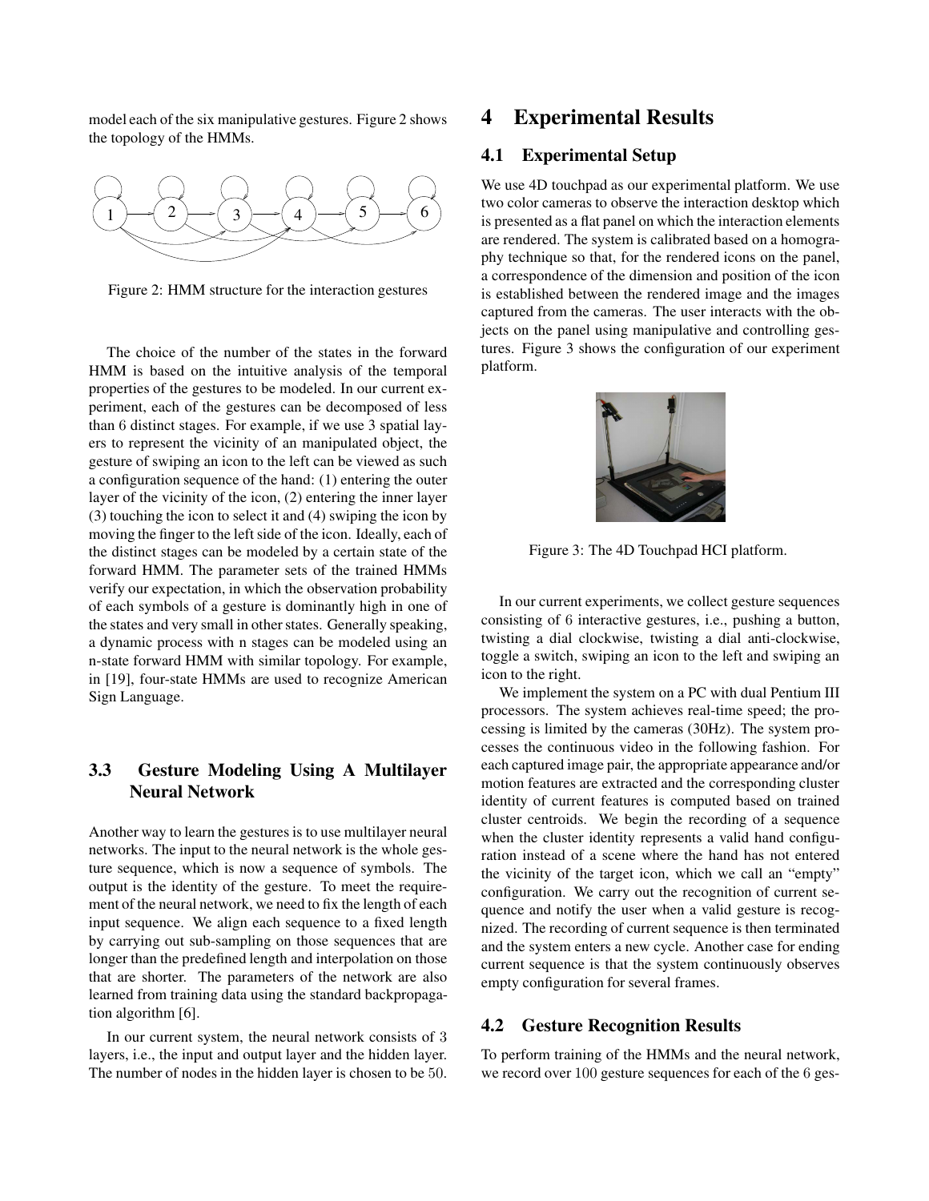model each of the six manipulative gestures. Figure 2 shows the topology of the HMMs.

1 2 3 4 5 6

Figure 2: HMM structure for the interaction gestures

The choice of the number of the states in the forward HMM is based on the intuitive analysis of the temporal properties of the gestures to be modeled. In our current experiment, each of the gestures can be decomposed of less than 6 distinct stages. For example, if we use 3 spatial layers to represent the vicinity of an manipulated object, the gesture of swiping an icon to the left can be viewed as such a configuration sequence of the hand: (1) entering the outer layer of the vicinity of the icon, (2) entering the inner layer (3) touching the icon to select it and (4) swiping the icon by moving the finger to the left side of the icon. Ideally, each of the distinct stages can be modeled by a certain state of the forward HMM. The parameter sets of the trained HMMs verify our expectation, in which the observation probability of each symbols of a gesture is dominantly high in one of the states and very small in other states. Generally speaking, a dynamic process with n stages can be modeled using an n-state forward HMM with similar topology. For example, in [19], four-state HMMs are used to recognize American Sign Language.

### 3.3 Gesture Modeling Using A Multilayer Neural Network

Another way to learn the gestures is to use multilayer neural networks. The input to the neural network is the whole gesture sequence, which is now a sequence of symbols. The output is the identity of the gesture. To meet the requirement of the neural network, we need to fix the length of each input sequence. We align each sequence to a fixed length by carrying out sub-sampling on those sequences that are longer than the predefined length and interpolation on those that are shorter. The parameters of the network are also learned from training data using the standard backpropagation algorithm [6].

In our current system, the neural network consists of 3 layers, i.e., the input and output layer and the hidden layer. The number of nodes in the hidden layer is chosen to be 50.

## 4 Experimental Results

### 4.1 Experimental Setup

We use 4D touchpad as our experimental platform. We use two color cameras to observe the interaction desktop which is presented as a flat panel on which the interaction elements are rendered. The system is calibrated based on a homography technique so that, for the rendered icons on the panel, a correspondence of the dimension and position of the icon is established between the rendered image and the images captured from the cameras. The user interacts with the objects on the panel using manipulative and controlling gestures. Figure 3 shows the configuration of our experiment platform.

Figure 3: The 4D Touchpad HCI platform.

In our current experiments, we collect gesture sequences consisting of 6 interactive gestures, i.e., pushing a button, twisting a dial clockwise, twisting a dial anti-clockwise, toggle a switch, swiping an icon to the left and swiping an icon to the right.

We implement the system on a PC with dual Pentium III processors. The system achieves real-time speed; the processing is limited by the cameras (30Hz). The system processes the continuous video in the following fashion. For each captured image pair, the appropriate appearance and/or motion features are extracted and the corresponding cluster identity of current features is computed based on trained cluster centroids. We begin the recording of a sequence when the cluster identity represents a valid hand configuration instead of a scene where the hand has not entered the vicinity of the target icon, which we call an "empty" configuration. We carry out the recognition of current sequence and notify the user when a valid gesture is recognized. The recording of current sequence is then terminated and the system enters a new cycle. Another case for ending current sequence is that the system continuously observes empty configuration for several frames.

### 4.2 Gesture Recognition Results

To perform training of the HMMs and the neural network, we record over 100 gesture sequences for each of the 6 ges-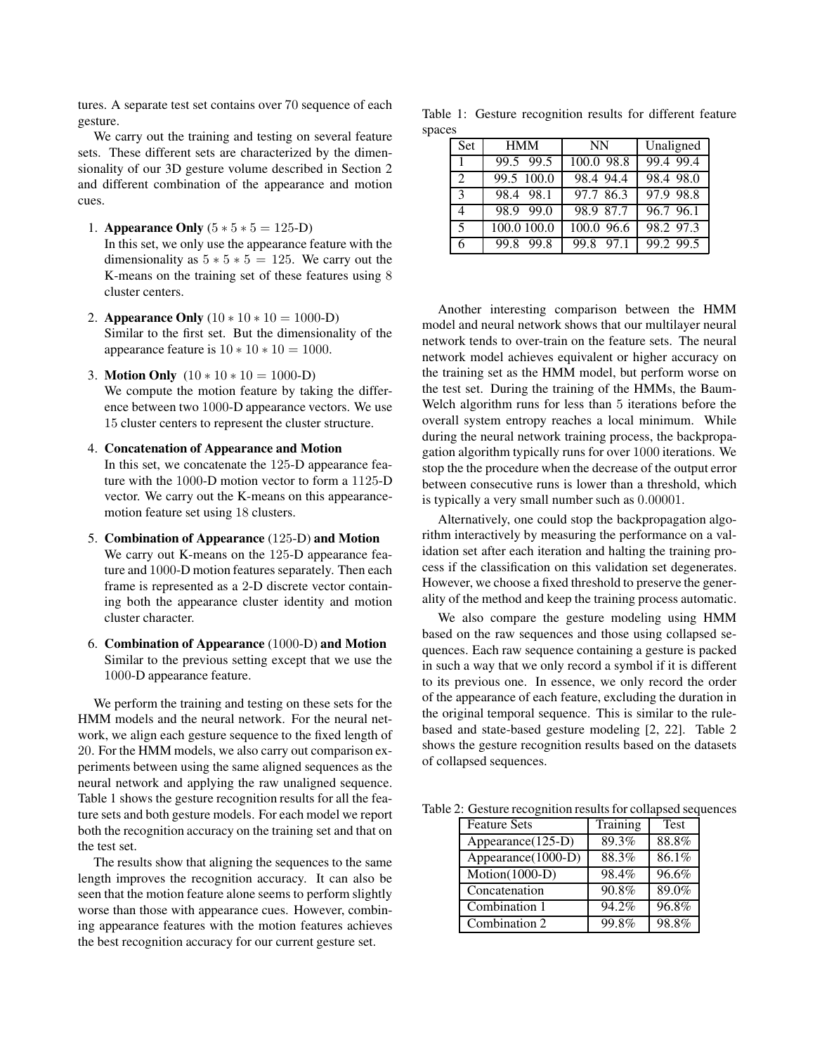tures. A separate test set contains over 70 sequence of each gesture.

We carry out the training and testing on several feature sets. These different sets are characterized by the dimensionality of our 3D gesture volume described in Section 2 and different combination of the appearance and motion cues.

1. **Appearance Only** ($5 * 5 * 5 = 125$-D)
   In this set, we only use the appearance feature with the dimensionality as $5 * 5 * 5 = 125$. We carry out the K-means on the training set of these features using 8 cluster centers.

2. **Appearance Only** ($10 * 10 * 10 = 1000$-D)
   Similar to the first set. But the dimensionality of the appearance feature is $10 * 10 * 10 = 1000$.

3. **Motion Only** ($10 * 10 * 10 = 1000$-D)
   We compute the motion feature by taking the difference between two 1000-D appearance vectors. We use 15 cluster centers to represent the cluster structure.

4. **Concatenation of Appearance and Motion**
   In this set, we concatenate the 125-D appearance feature with the 1000-D motion vector to form a 1125-D vector. We carry out the K-means on this appearance-motion feature set using 18 clusters.

5. **Combination of Appearance** (125-D) **and Motion**
   We carry out K-means on the 125-D appearance feature and 1000-D motion features separately. Then each frame is represented as a 2-D discrete vector containing both the appearance cluster identity and motion cluster character.

6. **Combination of Appearance** (1000-D) **and Motion**
   Similar to the previous setting except that we use the 1000-D appearance feature.

We perform the training and testing on these sets for the HMM models and the neural network. For the neural network, we align each gesture sequence to the fixed length of 20. For the HMM models, we also carry out comparison experiments between using the same aligned sequences as the neural network and applying the raw unaligned sequence. Table 1 shows the gesture recognition results for all the feature sets and both gesture models. For each model we report both the recognition accuracy on the training set and that on the test set.

The results show that aligning the sequences to the same length improves the recognition accuracy. It can also be seen that the motion feature alone seems to perform slightly worse than those with appearance cues. However, combining appearance features with the motion features achieves the best recognition accuracy for our current gesture set.

Table 1: Gesture recognition results for different feature spaces

| Set | HMM | NN | Unaligned |
|---|---|---|---|
| 1 | 99.5 99.5 | 100.0 98.8 | 99.4 99.4 |
| 2 | 99.5 100.0 | 98.4 94.4 | 98.4 98.0 |
| 3 | 98.4 98.1 | 97.7 86.3 | 97.9 98.8 |
| 4 | 98.9 99.0 | 98.9 87.7 | 96.7 96.1 |
| 5 | 100.0 100.0 | 100.0 96.6 | 98.2 97.3 |
| 6 | 99.8 99.8 | 99.8 97.1 | 99.2 99.5 |

Another interesting comparison between the HMM model and neural network shows that our multilayer neural network tends to over-train on the feature sets. The neural network model achieves equivalent or higher accuracy on the training set as the HMM model, but perform worse on the test set. During the training of the HMMs, the Baum-Welch algorithm runs for less than 5 iterations before the overall system entropy reaches a local minimum. While during the neural network training process, the backpropagation algorithm typically runs for over 1000 iterations. We stop the the procedure when the decrease of the output error between consecutive runs is lower than a threshold, which is typically a very small number such as 0.00001.

Alternatively, one could stop the backpropagation algorithm interactively by measuring the performance on a validation set after each iteration and halting the training process if the classification on this validation set degenerates. However, we choose a fixed threshold to preserve the generality of the method and keep the training process automatic.

We also compare the gesture modeling using HMM based on the raw sequences and those using collapsed sequences. Each raw sequence containing a gesture is packed in such a way that we only record a symbol if it is different to its previous one. In essence, we only record the order of the appearance of each feature, excluding the duration in the original temporal sequence. This is similar to the rule-based and state-based gesture modeling [2, 22]. Table 2 shows the gesture recognition results based on the datasets of collapsed sequences.

Table 2: Gesture recognition results for collapsed sequences

| Feature Sets | Training | Test |
|---|---|---|
| Appearance(125-D) | 89.3% | 88.8% |
| Appearance(1000-D) | 88.3% | 86.1% |
| Motion(1000-D) | 98.4% | 96.6% |
| Concatenation | 90.8% | 89.0% |
| Combination 1 | 94.2% | 96.8% |
| Combination 2 | 99.8% | 98.8% |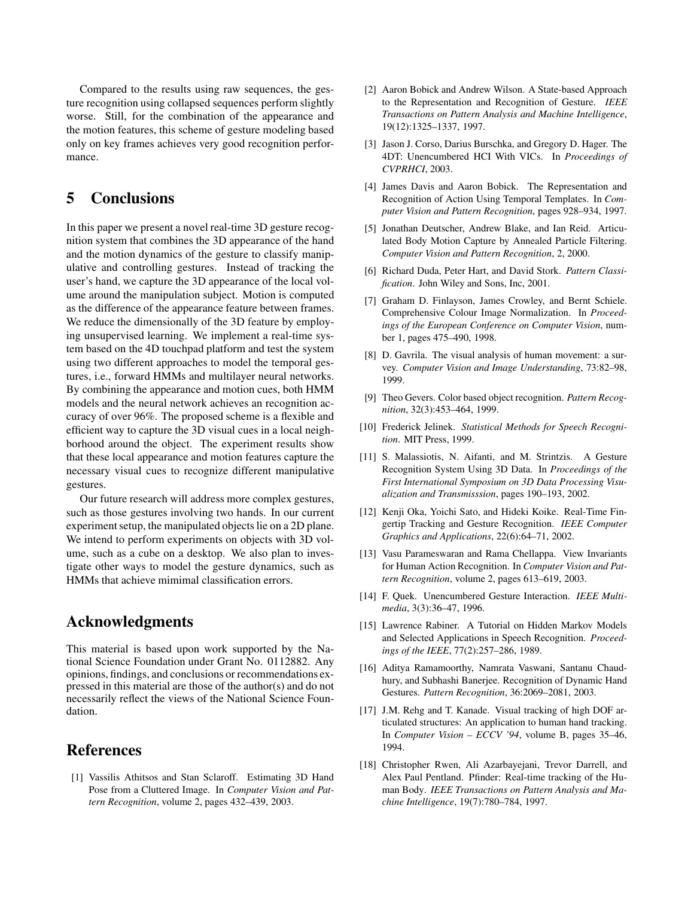Compared to the results using raw sequences, the gesture recognition using collapsed sequences perform slightly worse. Still, for the combination of the appearance and the motion features, this scheme of gesture modeling based only on key frames achieves very good recognition performance.

# 5 Conclusions

In this paper we present a novel real-time 3D gesture recognition system that combines the 3D appearance of the hand and the motion dynamics of the gesture to classify manipulative and controlling gestures. Instead of tracking the user's hand, we capture the 3D appearance of the local volume around the manipulation subject. Motion is computed as the difference of the appearance feature between frames. We reduce the dimensionally of the 3D feature by employing unsupervised learning. We implement a real-time system based on the 4D touchpad platform and test the system using two different approaches to model the temporal gestures, i.e., forward HMMs and multilayer neural networks. By combining the appearance and motion cues, both HMM models and the neural network achieves an recognition accuracy of over 96%. The proposed scheme is a flexible and efficient way to capture the 3D visual cues in a local neighborhood around the object. The experiment results show that these local appearance and motion features capture the necessary visual cues to recognize different manipulative gestures.

Our future research will address more complex gestures, such as those gestures involving two hands. In our current experiment setup, the manipulated objects lie on a 2D plane. We intend to perform experiments on objects with 3D volume, such as a cube on a desktop. We also plan to investigate other ways to model the gesture dynamics, such as HMMs that achieve mimimal classification errors.

# Acknowledgments

This material is based upon work supported by the National Science Foundation under Grant No. 0112882. Any opinions, findings, and conclusions or recommendations expressed in this material are those of the author(s) and do not necessarily reflect the views of the National Science Foundation.

# References

[1] Vassilis Athitsos and Stan Sclaroff. Estimating 3D Hand Pose from a Cluttered Image. In *Computer Vision and Pattern Recognition*, volume 2, pages 432–439, 2003.

[2] Aaron Bobick and Andrew Wilson. A State-based Approach to the Representation and Recognition of Gesture. *IEEE Transactions on Pattern Analysis and Machine Intelligence*, 19(12):1325–1337, 1997.

[3] Jason J. Corso, Darius Burschka, and Gregory D. Hager. The 4DT: Unencumbered HCI With VICs. In *Proceedings of CVPRHCI*, 2003.

[4] James Davis and Aaron Bobick. The Representation and Recognition of Action Using Temporal Templates. In *Computer Vision and Pattern Recognition*, pages 928–934, 1997.

[5] Jonathan Deutscher, Andrew Blake, and Ian Reid. Articulated Body Motion Capture by Annealed Particle Filtering. *Computer Vision and Pattern Recognition*, 2, 2000.

[6] Richard Duda, Peter Hart, and David Stork. *Pattern Classification*. John Wiley and Sons, Inc, 2001.

[7] Graham D. Finlayson, James Crowley, and Bernt Schiele. Comprehensive Colour Image Normalization. In *Proceedings of the European Conference on Computer Vision*, number 1, pages 475–490, 1998.

[8] D. Gavrila. The visual analysis of human movement: a survey. *Computer Vision and Image Understanding*, 73:82–98, 1999.

[9] Theo Gevers. Color based object recognition. *Pattern Recognition*, 32(3):453–464, 1999.

[10] Frederick Jelinek. *Statistical Methods for Speech Recognition*. MIT Press, 1999.

[11] S. Malassiotis, N. Aifanti, and M. Strintzis. A Gesture Recognition System Using 3D Data. In *Proceedings of the First International Symposium on 3D Data Processing Visualization and Transmisssion*, pages 190–193, 2002.

[12] Kenji Oka, Yoichi Sato, and Hideki Koike. Real-Time Fingertip Tracking and Gesture Recognition. *IEEE Computer Graphics and Applications*, 22(6):64–71, 2002.

[13] Vasu Parameswaran and Rama Chellappa. View Invariants for Human Action Recognition. In *Computer Vision and Pattern Recognition*, volume 2, pages 613–619, 2003.

[14] F. Quek. Unencumbered Gesture Interaction. *IEEE Multimedia*, 3(3):36–47, 1996.

[15] Lawrence Rabiner. A Tutorial on Hidden Markov Models and Selected Applications in Speech Recognition. *Proceedings of the IEEE*, 77(2):257–286, 1989.

[16] Aditya Ramamoorthy, Namrata Vaswani, Santanu Chaudhury, and Subhashi Banerjee. Recognition of Dynamic Hand Gestures. *Pattern Recognition*, 36:2069–2081, 2003.

[17] J.M. Rehg and T. Kanade. Visual tracking of high DOF articulated structures: An application to human hand tracking. In *Computer Vision – ECCV '94*, volume B, pages 35–46, 1994.

[18] Christopher Rwen, Ali Azarbayejani, Trevor Darrell, and Alex Paul Pentland. Pfinder: Real-time tracking of the Human Body. *IEEE Transactions on Pattern Analysis and Machine Intelligence*, 19(7):780–784, 1997.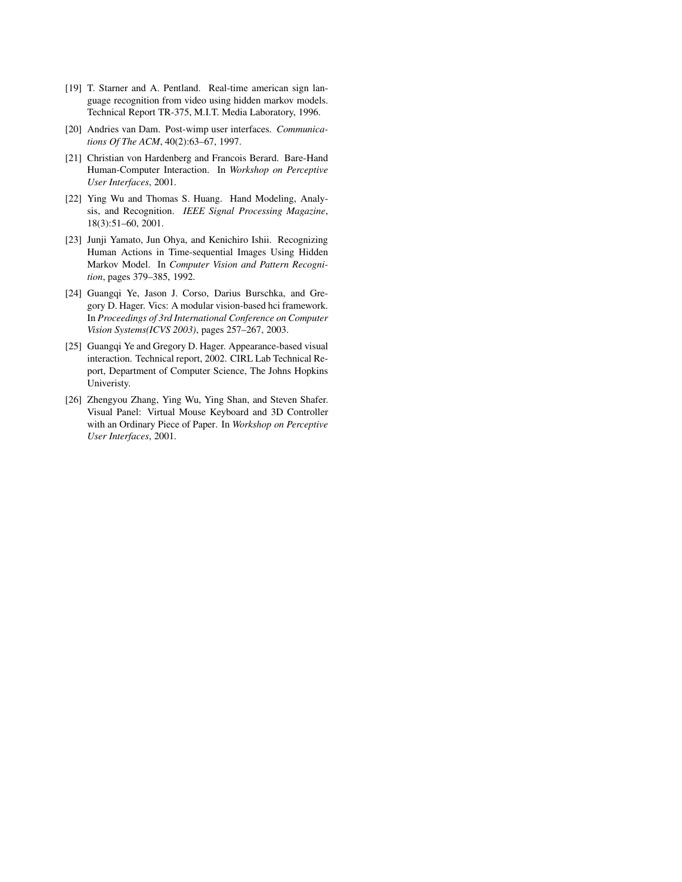[19] T. Starner and A. Pentland. Real-time american sign language recognition from video using hidden markov models. Technical Report TR-375, M.I.T. Media Laboratory, 1996.

[20] Andries van Dam. Post-wimp user interfaces. *Communications Of The ACM*, 40(2):63–67, 1997.

[21] Christian von Hardenberg and Francois Berard. Bare-Hand Human-Computer Interaction. In *Workshop on Perceptive User Interfaces*, 2001.

[22] Ying Wu and Thomas S. Huang. Hand Modeling, Analysis, and Recognition. *IEEE Signal Processing Magazine*, 18(3):51–60, 2001.

[23] Junji Yamato, Jun Ohya, and Kenichiro Ishii. Recognizing Human Actions in Time-sequential Images Using Hidden Markov Model. In *Computer Vision and Pattern Recognition*, pages 379–385, 1992.

[24] Guangqi Ye, Jason J. Corso, Darius Burschka, and Gregory D. Hager. Vics: A modular vision-based hci framework. In *Proceedings of 3rd International Conference on Computer Vision Systems(ICVS 2003)*, pages 257–267, 2003.

[25] Guangqi Ye and Gregory D. Hager. Appearance-based visual interaction. Technical report, 2002. CIRL Lab Technical Report, Department of Computer Science, The Johns Hopkins Univeristy.

[26] Zhengyou Zhang, Ying Wu, Ying Shan, and Steven Shafer. Visual Panel: Virtual Mouse Keyboard and 3D Controller with an Ordinary Piece of Paper. In *Workshop on Perceptive User Interfaces*, 2001.